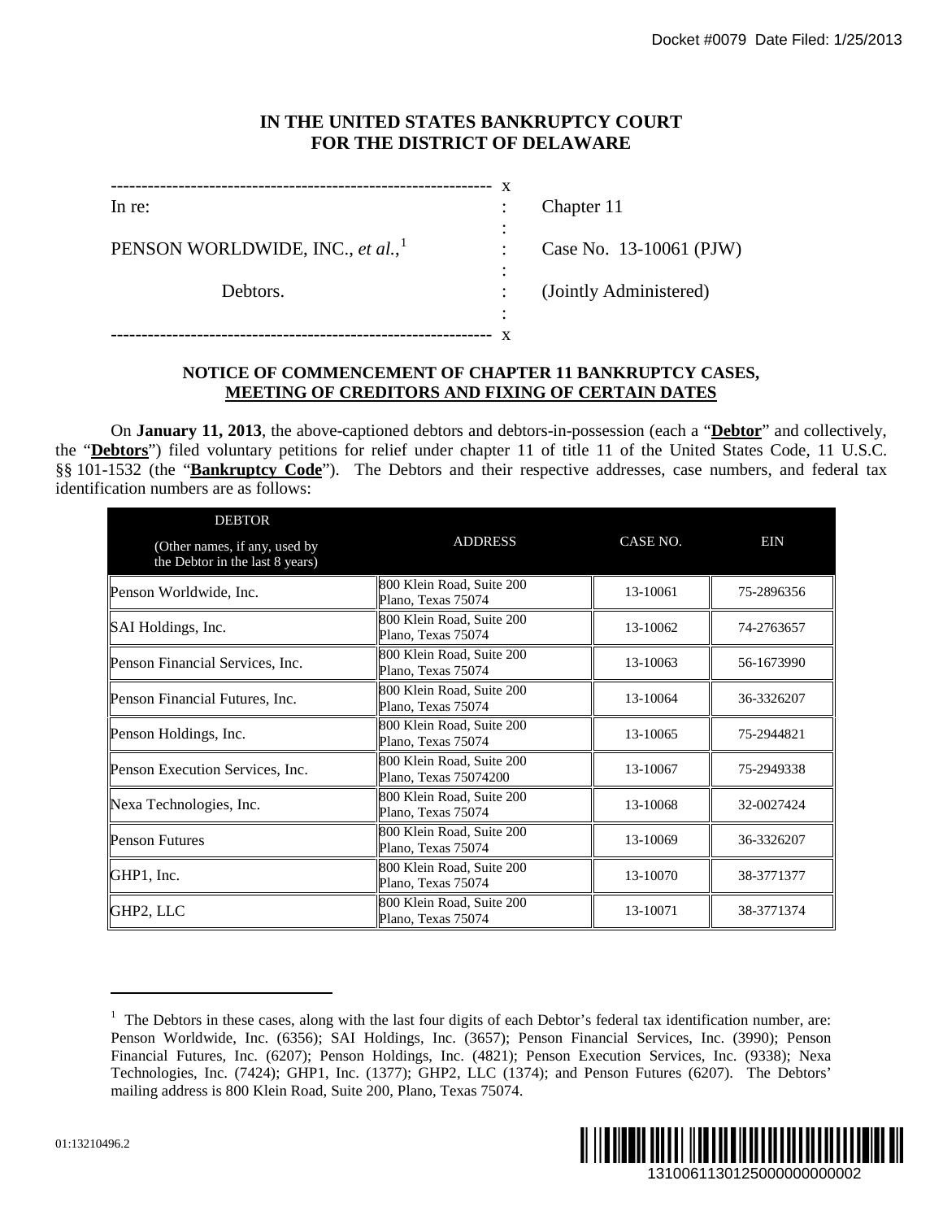Docket #0079 Date Filed: 1/25/2013

# IN THE UNITED STATES BANKRUPTCY COURT FOR THE DISTRICT OF DELAWARE

| | | |
|---|---|---|
| In re: | : | Chapter 11 |
| PENSON WORLDWIDE, INC., *et al.*,[1] | : | Case No. 13-10061 (PJW) |
| Debtors. | : | (Jointly Administered) |

## NOTICE OF COMMENCEMENT OF CHAPTER 11 BANKRUPTCY CASES, MEETING OF CREDITORS AND FIXING OF CERTAIN DATES

On **January 11, 2013**, the above-captioned debtors and debtors-in-possession (each a "**Debtor**" and collectively, the "**Debtors**") filed voluntary petitions for relief under chapter 11 of title 11 of the United States Code, 11 U.S.C. §§ 101-1532 (the "**Bankruptcy Code**"). The Debtors and their respective addresses, case numbers, and federal tax identification numbers are as follows:

| DEBTOR (Other names, if any, used by the Debtor in the last 8 years) | ADDRESS | CASE NO. | EIN |
|---|---|---|---|
| Penson Worldwide, Inc. | 800 Klein Road, Suite 200 Plano, Texas 75074 | 13-10061 | 75-2896356 |
| SAI Holdings, Inc. | 800 Klein Road, Suite 200 Plano, Texas 75074 | 13-10062 | 74-2763657 |
| Penson Financial Services, Inc. | 800 Klein Road, Suite 200 Plano, Texas 75074 | 13-10063 | 56-1673990 |
| Penson Financial Futures, Inc. | 800 Klein Road, Suite 200 Plano, Texas 75074 | 13-10064 | 36-3326207 |
| Penson Holdings, Inc. | 800 Klein Road, Suite 200 Plano, Texas 75074 | 13-10065 | 75-2944821 |
| Penson Execution Services, Inc. | 800 Klein Road, Suite 200 Plano, Texas 75074200 | 13-10067 | 75-2949338 |
| Nexa Technologies, Inc. | 800 Klein Road, Suite 200 Plano, Texas 75074 | 13-10068 | 32-0027424 |
| Penson Futures | 800 Klein Road, Suite 200 Plano, Texas 75074 | 13-10069 | 36-3326207 |
| GHP1, Inc. | 800 Klein Road, Suite 200 Plano, Texas 75074 | 13-10070 | 38-3771377 |
| GHP2, LLC | 800 Klein Road, Suite 200 Plano, Texas 75074 | 13-10071 | 38-3771374 |

[1] The Debtors in these cases, along with the last four digits of each Debtor's federal tax identification number, are: Penson Worldwide, Inc. (6356); SAI Holdings, Inc. (3657); Penson Financial Services, Inc. (3990); Penson Financial Futures, Inc. (6207); Penson Holdings, Inc. (4821); Penson Execution Services, Inc. (9338); Nexa Technologies, Inc. (7424); GHP1, Inc. (1377); GHP2, LLC (1374); and Penson Futures (6207). The Debtors' mailing address is 800 Klein Road, Suite 200, Plano, Texas 75074.

01:13210496.2

1310061130125000000000002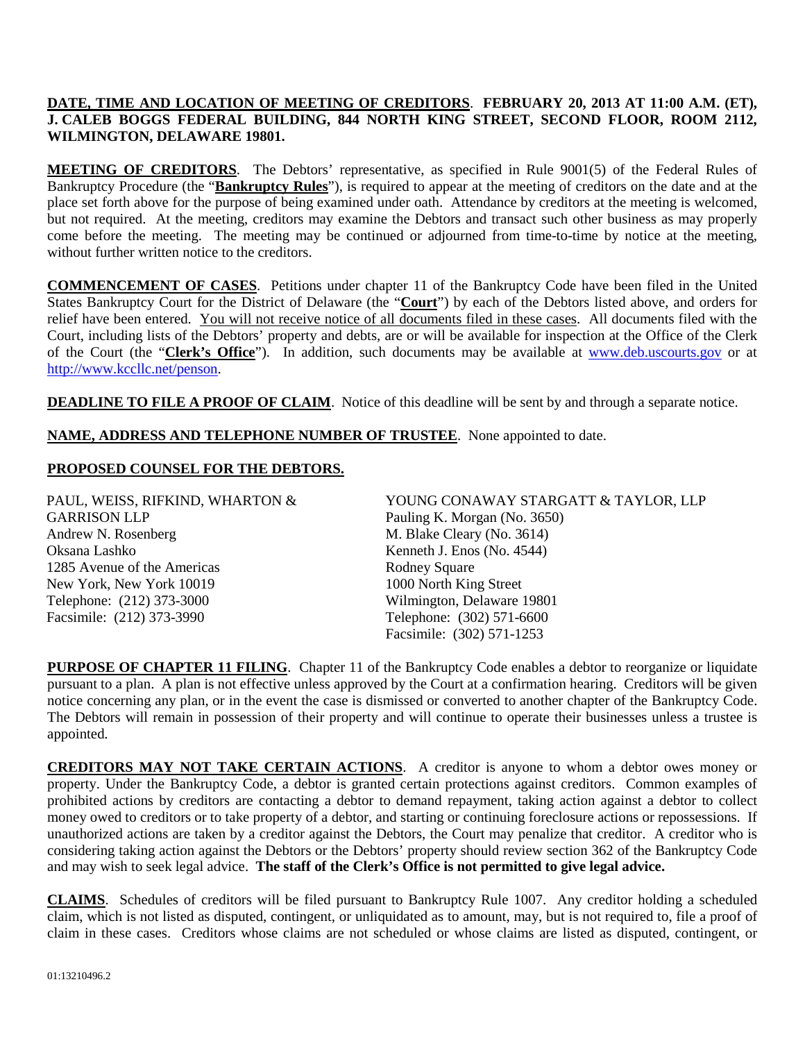**DATE, TIME AND LOCATION OF MEETING OF CREDITORS**. **FEBRUARY 20, 2013 AT 11:00 A.M. (ET), J. CALEB BOGGS FEDERAL BUILDING, 844 NORTH KING STREET, SECOND FLOOR, ROOM 2112, WILMINGTON, DELAWARE 19801.**

**MEETING OF CREDITORS**. The Debtors' representative, as specified in Rule 9001(5) of the Federal Rules of Bankruptcy Procedure (the "**Bankruptcy Rules**"), is required to appear at the meeting of creditors on the date and at the place set forth above for the purpose of being examined under oath. Attendance by creditors at the meeting is welcomed, but not required. At the meeting, creditors may examine the Debtors and transact such other business as may properly come before the meeting. The meeting may be continued or adjourned from time-to-time by notice at the meeting, without further written notice to the creditors.

**COMMENCEMENT OF CASES**. Petitions under chapter 11 of the Bankruptcy Code have been filed in the United States Bankruptcy Court for the District of Delaware (the "**Court**") by each of the Debtors listed above, and orders for relief have been entered. You will not receive notice of all documents filed in these cases. All documents filed with the Court, including lists of the Debtors' property and debts, are or will be available for inspection at the Office of the Clerk of the Court (the "**Clerk's Office**"). In addition, such documents may be available at www.deb.uscourts.gov or at http://www.kccllc.net/penson.

**DEADLINE TO FILE A PROOF OF CLAIM**. Notice of this deadline will be sent by and through a separate notice.

**NAME, ADDRESS AND TELEPHONE NUMBER OF TRUSTEE**. None appointed to date.

**PROPOSED COUNSEL FOR THE DEBTORS.**

PAUL, WEISS, RIFKIND, WHARTON & GARRISON LLP
Andrew N. Rosenberg
Oksana Lashko
1285 Avenue of the Americas
New York, New York 10019
Telephone: (212) 373-3000
Facsimile: (212) 373-3990

YOUNG CONAWAY STARGATT & TAYLOR, LLP
Pauling K. Morgan (No. 3650)
M. Blake Cleary (No. 3614)
Kenneth J. Enos (No. 4544)
Rodney Square
1000 North King Street
Wilmington, Delaware 19801
Telephone: (302) 571-6600
Facsimile: (302) 571-1253

**PURPOSE OF CHAPTER 11 FILING**. Chapter 11 of the Bankruptcy Code enables a debtor to reorganize or liquidate pursuant to a plan. A plan is not effective unless approved by the Court at a confirmation hearing. Creditors will be given notice concerning any plan, or in the event the case is dismissed or converted to another chapter of the Bankruptcy Code. The Debtors will remain in possession of their property and will continue to operate their businesses unless a trustee is appointed.

**CREDITORS MAY NOT TAKE CERTAIN ACTIONS**. A creditor is anyone to whom a debtor owes money or property. Under the Bankruptcy Code, a debtor is granted certain protections against creditors. Common examples of prohibited actions by creditors are contacting a debtor to demand repayment, taking action against a debtor to collect money owed to creditors or to take property of a debtor, and starting or continuing foreclosure actions or repossessions. If unauthorized actions are taken by a creditor against the Debtors, the Court may penalize that creditor. A creditor who is considering taking action against the Debtors or the Debtors' property should review section 362 of the Bankruptcy Code and may wish to seek legal advice. **The staff of the Clerk's Office is not permitted to give legal advice.**

**CLAIMS**. Schedules of creditors will be filed pursuant to Bankruptcy Rule 1007. Any creditor holding a scheduled claim, which is not listed as disputed, contingent, or unliquidated as to amount, may, but is not required to, file a proof of claim in these cases. Creditors whose claims are not scheduled or whose claims are listed as disputed, contingent, or

01:13210496.2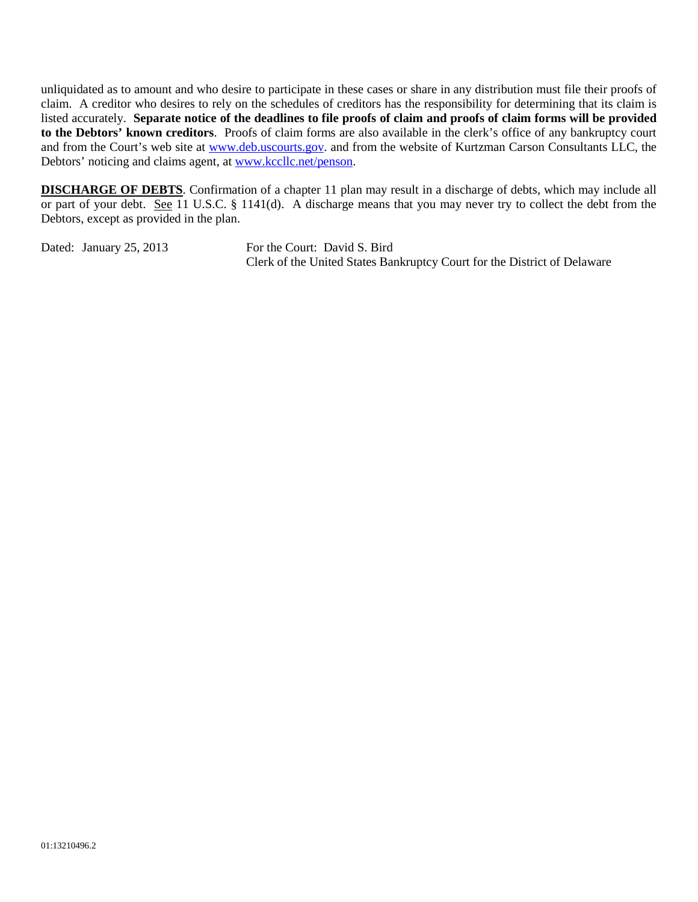unliquidated as to amount and who desire to participate in these cases or share in any distribution must file their proofs of claim. A creditor who desires to rely on the schedules of creditors has the responsibility for determining that its claim is listed accurately. **Separate notice of the deadlines to file proofs of claim and proofs of claim forms will be provided to the Debtors' known creditors**. Proofs of claim forms are also available in the clerk's office of any bankruptcy court and from the Court's web site at www.deb.uscourts.gov. and from the website of Kurtzman Carson Consultants LLC, the Debtors' noticing and claims agent, at www.kccllc.net/penson.

**DISCHARGE OF DEBTS**. Confirmation of a chapter 11 plan may result in a discharge of debts, which may include all or part of your debt. See 11 U.S.C. § 1141(d). A discharge means that you may never try to collect the debt from the Debtors, except as provided in the plan.

Dated: January 25, 2013

For the Court: David S. Bird
Clerk of the United States Bankruptcy Court for the District of Delaware

01:13210496.2